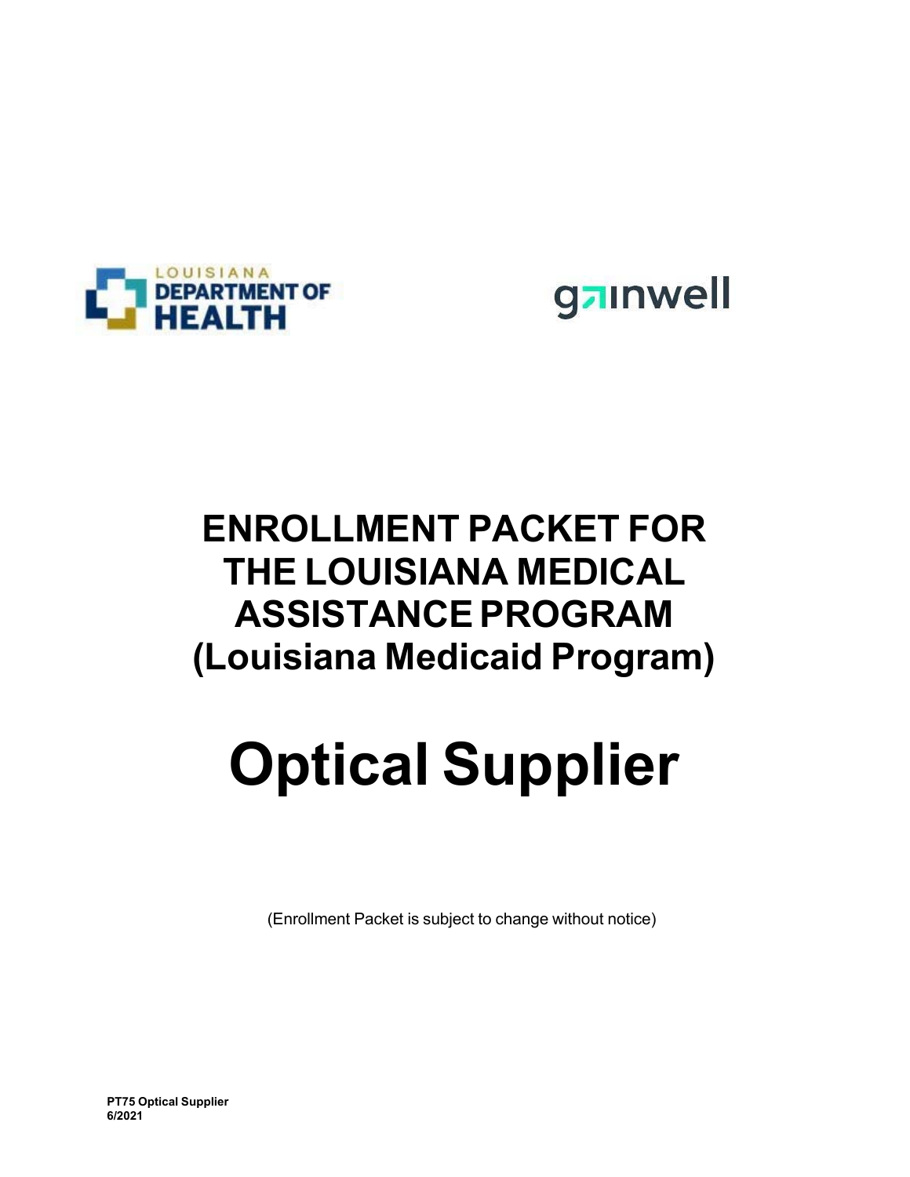LOUISIANA DEPARTMENT OF HEALTH

gainwell

# ENROLLMENT PACKET FOR THE LOUISIANA MEDICAL ASSISTANCE PROGRAM (Louisiana Medicaid Program)

# Optical Supplier

(Enrollment Packet is subject to change without notice)

**PT75 Optical Supplier**
**6/2021**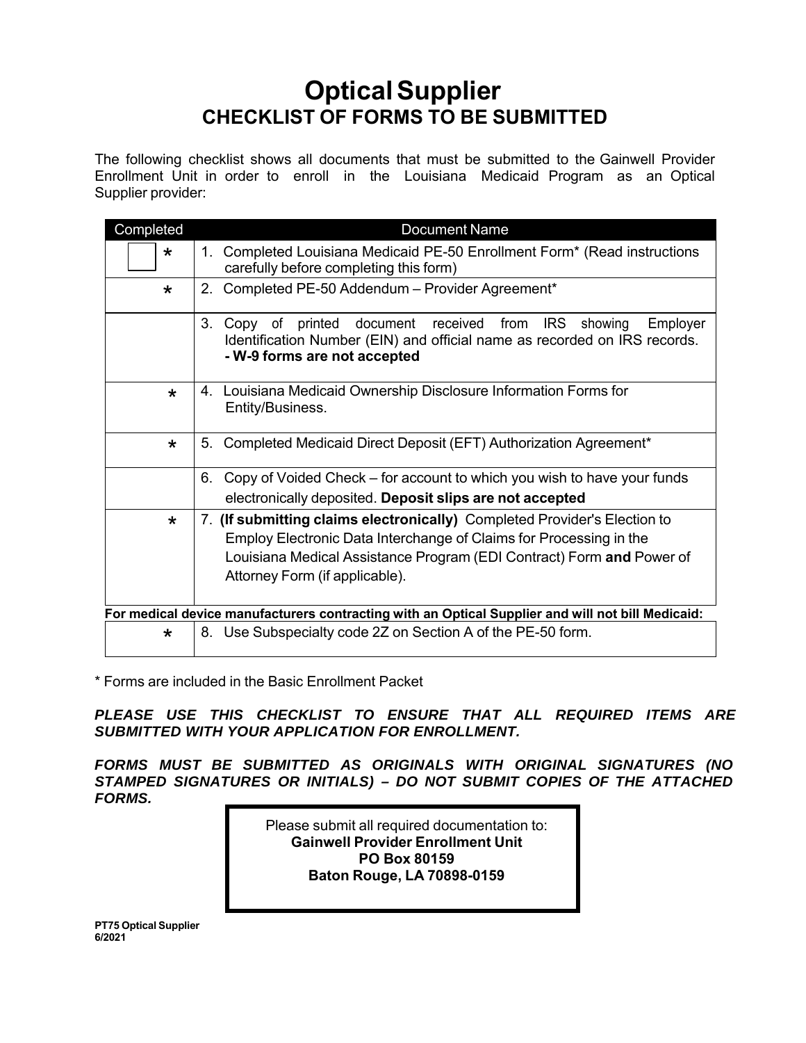# Optical Supplier
## CHECKLIST OF FORMS TO BE SUBMITTED

The following checklist shows all documents that must be submitted to the Gainwell Provider Enrollment Unit in order to enroll in the Louisiana Medicaid Program as an Optical Supplier provider:

| Completed | Document Name |
|---|---|
| ☐ * | 1. Completed Louisiana Medicaid PE-50 Enrollment Form* (Read instructions carefully before completing this form) |
| * | 2. Completed PE-50 Addendum – Provider Agreement* |
| | 3. Copy of printed document received from IRS showing Employer Identification Number (EIN) and official name as recorded on IRS records. **- W-9 forms are not accepted** |
| * | 4. Louisiana Medicaid Ownership Disclosure Information Forms for Entity/Business. |
| * | 5. Completed Medicaid Direct Deposit (EFT) Authorization Agreement* |
| | 6. Copy of Voided Check – for account to which you wish to have your funds electronically deposited. **Deposit slips are not accepted** |
| * | 7. **(If submitting claims electronically)** Completed Provider's Election to Employ Electronic Data Interchange of Claims for Processing in the Louisiana Medical Assistance Program (EDI Contract) Form **and** Power of Attorney Form (if applicable). |
| **For medical device manufacturers contracting with an Optical Supplier and will not bill Medicaid:** | |
| * | 8. Use Subspecialty code 2Z on Section A of the PE-50 form. |

\* Forms are included in the Basic Enrollment Packet

***PLEASE USE THIS CHECKLIST TO ENSURE THAT ALL REQUIRED ITEMS ARE SUBMITTED WITH YOUR APPLICATION FOR ENROLLMENT.***

***FORMS MUST BE SUBMITTED AS ORIGINALS WITH ORIGINAL SIGNATURES (NO STAMPED SIGNATURES OR INITIALS) – DO NOT SUBMIT COPIES OF THE ATTACHED FORMS.***

Please submit all required documentation to:
**Gainwell Provider Enrollment Unit**
**PO Box 80159**
**Baton Rouge, LA 70898-0159**

**PT75 Optical Supplier**
**6/2021**